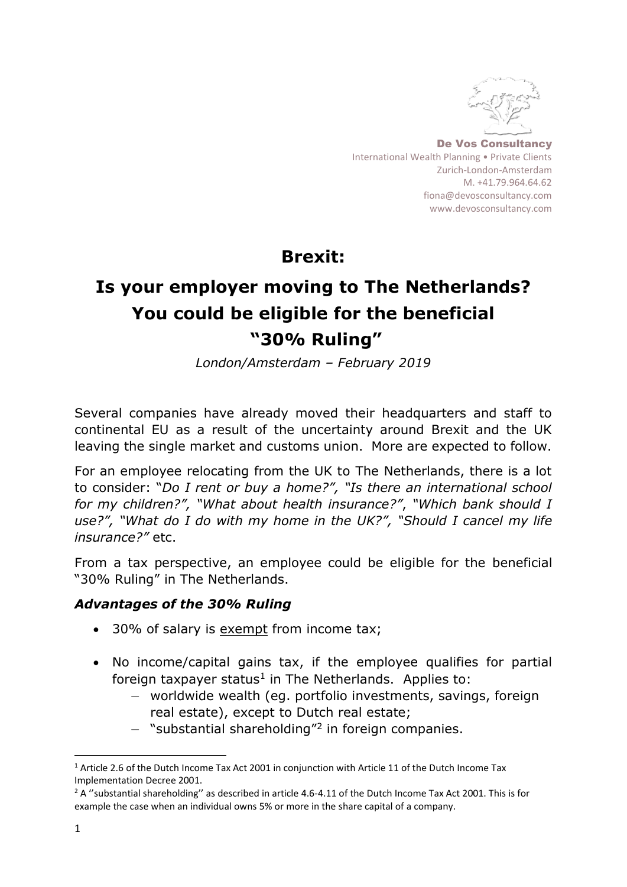De Vos Consultancy
International Wealth Planning • Private Clients
Zurich-London-Amsterdam
M. +41.79.964.64.62
fiona@devosconsultancy.com
www.devosconsultancy.com

# Brexit:

# Is your employer moving to The Netherlands? You could be eligible for the beneficial "30% Ruling"

*London/Amsterdam – February 2019*

Several companies have already moved their headquarters and staff to continental EU as a result of the uncertainty around Brexit and the UK leaving the single market and customs union. More are expected to follow.

For an employee relocating from the UK to The Netherlands, there is a lot to consider: "*Do I rent or buy a home?", "Is there an international school for my children?", "What about health insurance?"*, *"Which bank should I use?", "What do I do with my home in the UK?", "Should I cancel my life insurance?"* etc.

From a tax perspective, an employee could be eligible for the beneficial "30% Ruling" in The Netherlands.

### *Advantages of the 30% Ruling*

- 30% of salary is <u>exempt</u> from income tax;
- No income/capital gains tax, if the employee qualifies for partial foreign taxpayer status[1] in The Netherlands. Applies to:
  - worldwide wealth (eg. portfolio investments, savings, foreign real estate), except to Dutch real estate;
  - "substantial shareholding"[2] in foreign companies.

---

[1] Article 2.6 of the Dutch Income Tax Act 2001 in conjunction with Article 11 of the Dutch Income Tax Implementation Decree 2001.

[2] A ''substantial shareholding'' as described in article 4.6-4.11 of the Dutch Income Tax Act 2001. This is for example the case when an individual owns 5% or more in the share capital of a company.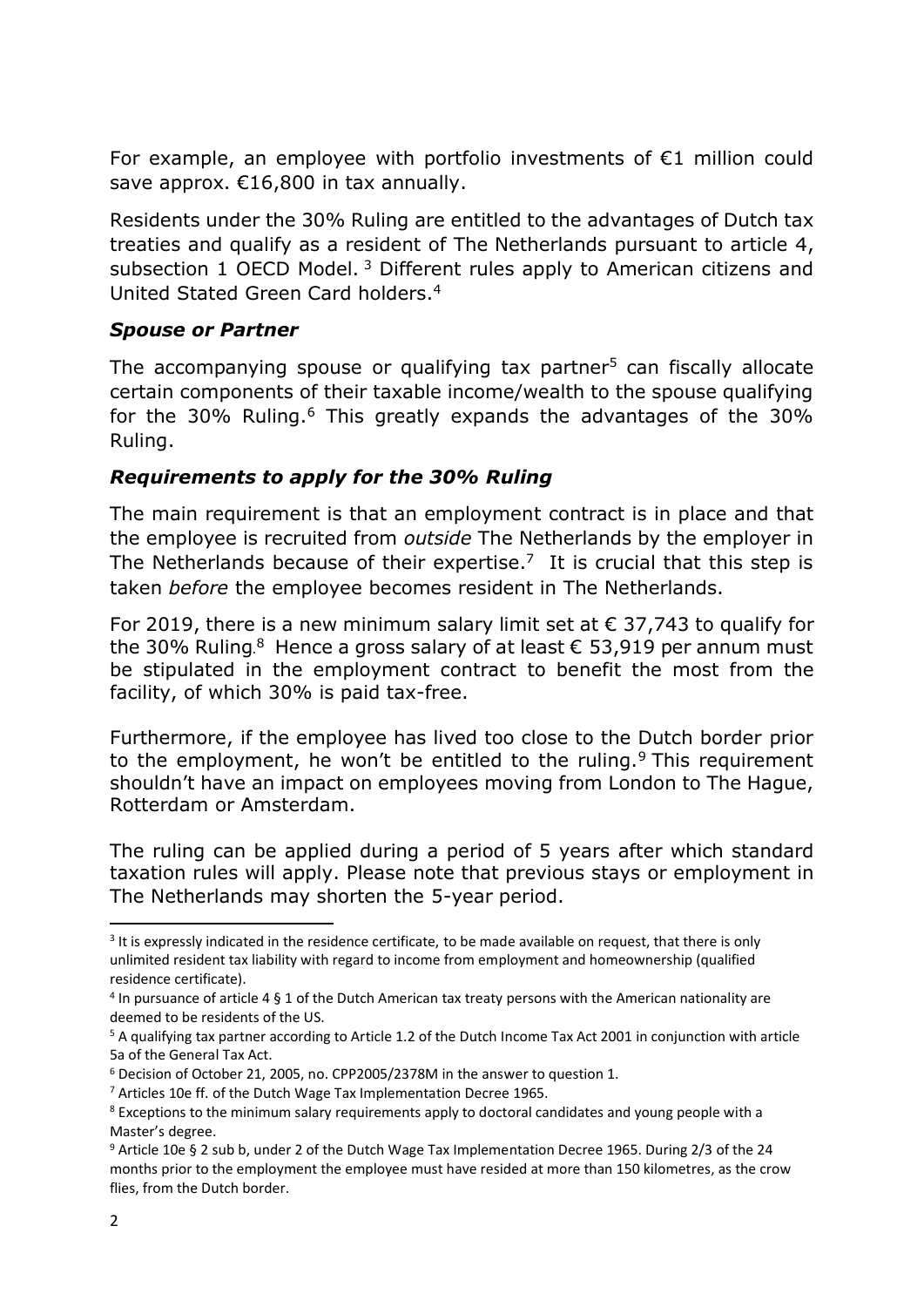For example, an employee with portfolio investments of €1 million could save approx. €16,800 in tax annually.

Residents under the 30% Ruling are entitled to the advantages of Dutch tax treaties and qualify as a resident of The Netherlands pursuant to article 4, subsection 1 OECD Model. [3] Different rules apply to American citizens and United Stated Green Card holders.[4]

### *Spouse or Partner*

The accompanying spouse or qualifying tax partner[5] can fiscally allocate certain components of their taxable income/wealth to the spouse qualifying for the 30% Ruling.[6] This greatly expands the advantages of the 30% Ruling.

### *Requirements to apply for the 30% Ruling*

The main requirement is that an employment contract is in place and that the employee is recruited from *outside* The Netherlands by the employer in The Netherlands because of their expertise.[7] It is crucial that this step is taken *before* the employee becomes resident in The Netherlands.

For 2019, there is a new minimum salary limit set at € 37,743 to qualify for the 30% Ruling.[8] Hence a gross salary of at least € 53,919 per annum must be stipulated in the employment contract to benefit the most from the facility, of which 30% is paid tax-free.

Furthermore, if the employee has lived too close to the Dutch border prior to the employment, he won't be entitled to the ruling.[9] This requirement shouldn't have an impact on employees moving from London to The Hague, Rotterdam or Amsterdam.

The ruling can be applied during a period of 5 years after which standard taxation rules will apply. Please note that previous stays or employment in The Netherlands may shorten the 5-year period.

---

[3] It is expressly indicated in the residence certificate, to be made available on request, that there is only unlimited resident tax liability with regard to income from employment and homeownership (qualified residence certificate).

[4] In pursuance of article 4 § 1 of the Dutch American tax treaty persons with the American nationality are deemed to be residents of the US.

[5] A qualifying tax partner according to Article 1.2 of the Dutch Income Tax Act 2001 in conjunction with article 5a of the General Tax Act.

[6] Decision of October 21, 2005, no. CPP2005/2378M in the answer to question 1.

[7] Articles 10e ff. of the Dutch Wage Tax Implementation Decree 1965.

[8] Exceptions to the minimum salary requirements apply to doctoral candidates and young people with a Master's degree.

[9] Article 10e § 2 sub b, under 2 of the Dutch Wage Tax Implementation Decree 1965. During 2/3 of the 24 months prior to the employment the employee must have resided at more than 150 kilometres, as the crow flies, from the Dutch border.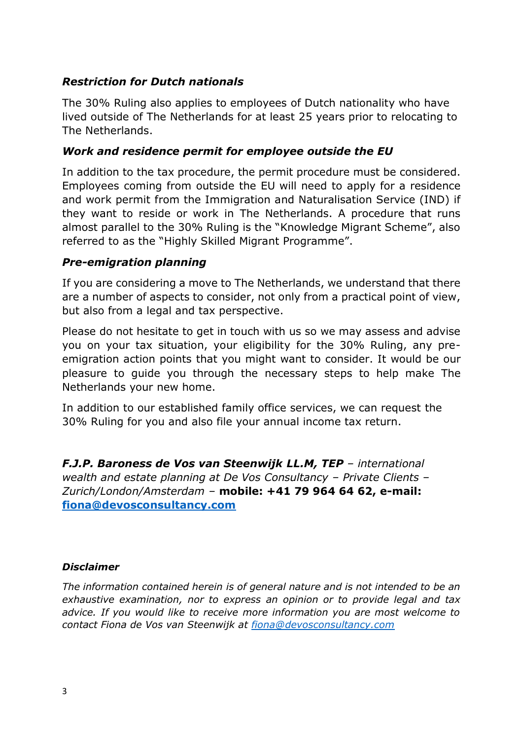### *Restriction for Dutch nationals*

The 30% Ruling also applies to employees of Dutch nationality who have lived outside of The Netherlands for at least 25 years prior to relocating to The Netherlands.

### *Work and residence permit for employee outside the EU*

In addition to the tax procedure, the permit procedure must be considered. Employees coming from outside the EU will need to apply for a residence and work permit from the Immigration and Naturalisation Service (IND) if they want to reside or work in The Netherlands. A procedure that runs almost parallel to the 30% Ruling is the "Knowledge Migrant Scheme", also referred to as the "Highly Skilled Migrant Programme".

### *Pre-emigration planning*

If you are considering a move to The Netherlands, we understand that there are a number of aspects to consider, not only from a practical point of view, but also from a legal and tax perspective.

Please do not hesitate to get in touch with us so we may assess and advise you on your tax situation, your eligibility for the 30% Ruling, any pre-emigration action points that you might want to consider. It would be our pleasure to guide you through the necessary steps to help make The Netherlands your new home.

In addition to our established family office services, we can request the 30% Ruling for you and also file your annual income tax return.

***F.J.P. Baroness de Vos van Steenwijk LL.M, TEP*** *– international wealth and estate planning at De Vos Consultancy – Private Clients – Zurich/London/Amsterdam –* **mobile: +41 79 964 64 62, e-mail: [fiona@devosconsultancy.com](mailto:fiona@devosconsultancy.com)**

### *Disclaimer*

*The information contained herein is of general nature and is not intended to be an exhaustive examination, nor to express an opinion or to provide legal and tax advice. If you would like to receive more information you are most welcome to contact Fiona de Vos van Steenwijk at [fiona@devosconsultancy.com](mailto:fiona@devosconsultancy.com)*